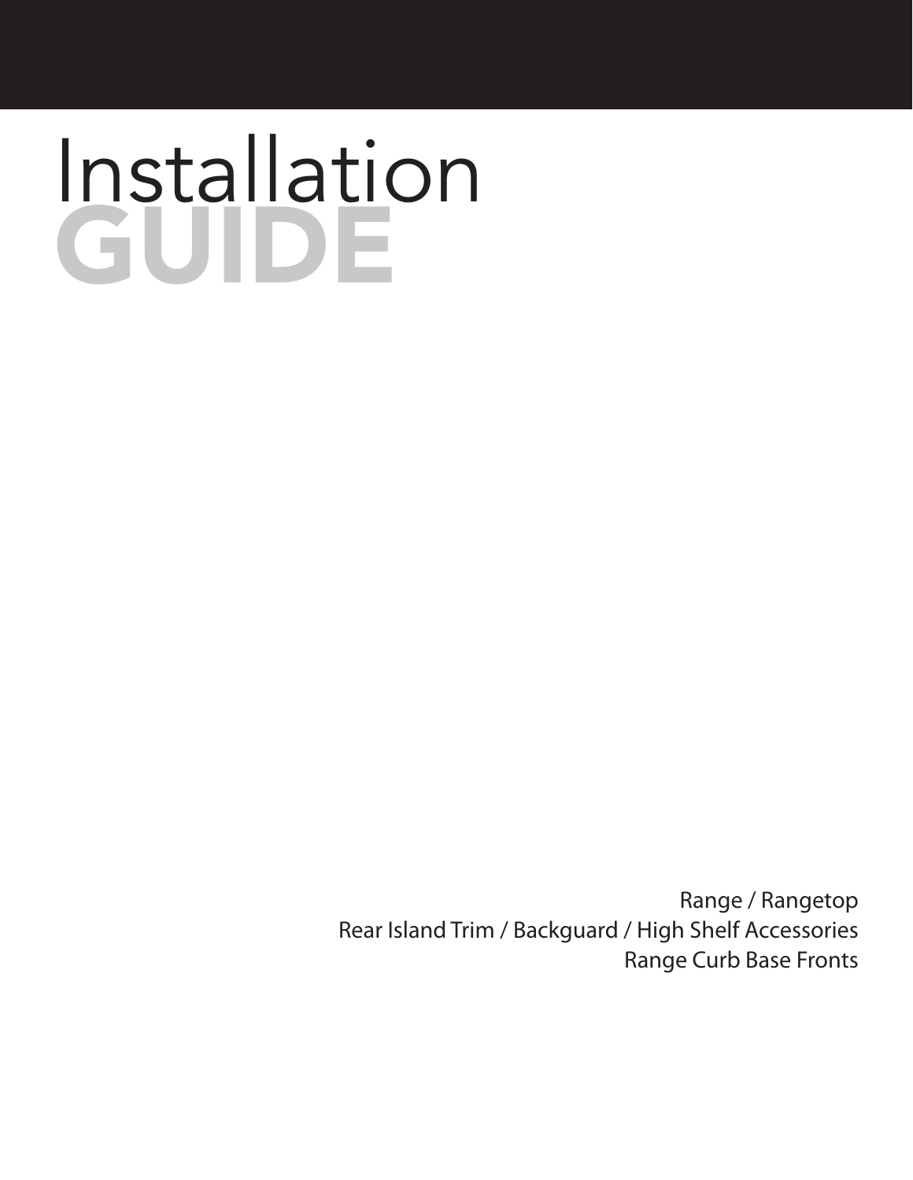# Installation GUIDE

Range / Rangetop
Rear Island Trim / Backguard / High Shelf Accessories
Range Curb Base Fronts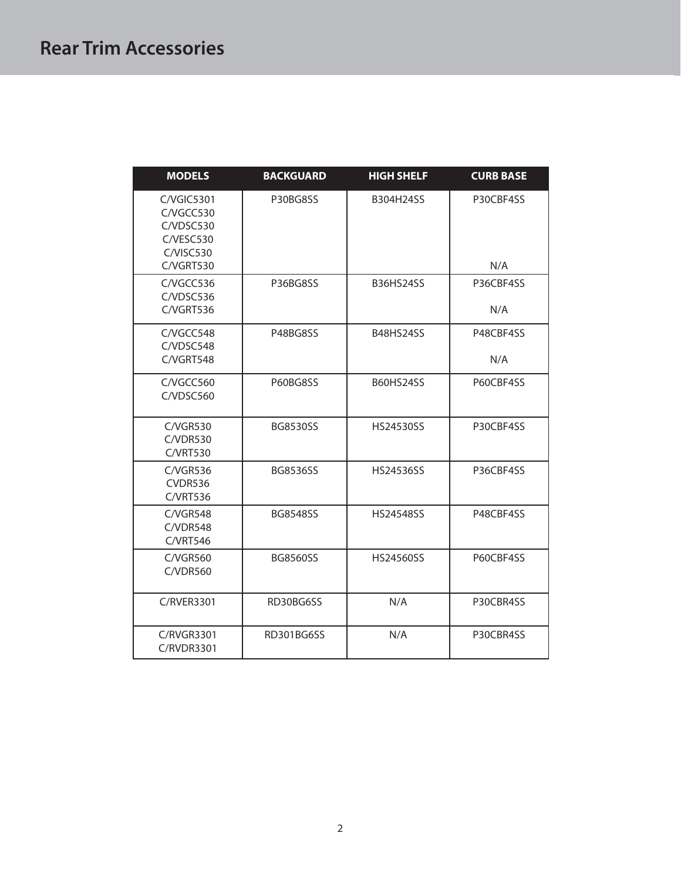# Rear Trim Accessories

| MODELS | BACKGUARD | HIGH SHELF | CURB BASE |
| --- | --- | --- | --- |
| C/VGIC5301<br>C/VGCC530<br>C/VDSC530<br>C/VESC530<br>C/VISC530<br>C/VGRT530 | P30BG8SS | B304H24SS | P30CBF4SS<br><br><br><br><br>N/A |
| C/VGCC536<br>C/VDSC536<br>C/VGRT536 | P36BG8SS | B36HS24SS | P36CBF4SS<br><br>N/A |
| C/VGCC548<br>C/VDSC548<br>C/VGRT548 | P48BG8SS | B48HS24SS | P48CBF4SS<br><br>N/A |
| C/VGCC560<br>C/VDSC560 | P60BG8SS | B60HS24SS | P60CBF4SS |
| C/VGR530<br>C/VDR530<br>C/VRT530 | BG8530SS | HS24530SS | P30CBF4SS |
| C/VGR536<br>CVDR536<br>C/VRT536 | BG8536SS | HS24536SS | P36CBF4SS |
| C/VGR548<br>C/VDR548<br>C/VRT546 | BG8548SS | HS24548SS | P48CBF4SS |
| C/VGR560<br>C/VDR560 | BG8560SS | HS24560SS | P60CBF4SS |
| C/RVER3301 | RD30BG6SS | N/A | P30CBR4SS |
| C/RVGR3301<br>C/RVDR3301 | RD301BG6SS | N/A | P30CBR4SS |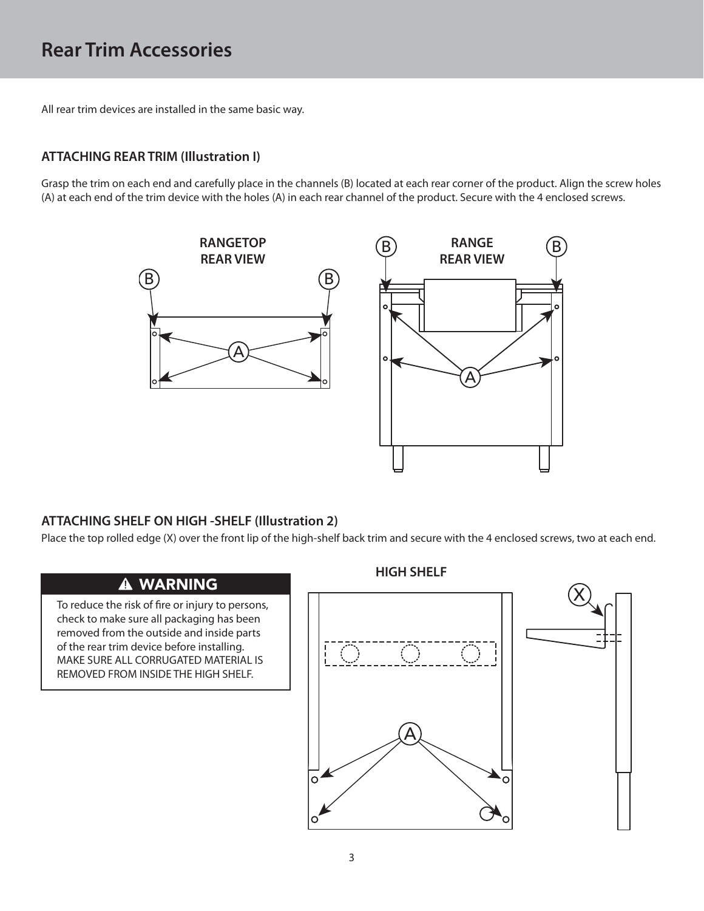# Rear Trim Accessories

All rear trim devices are installed in the same basic way.

## ATTACHING REAR TRIM (Illustration I)

Grasp the trim on each end and carefully place in the channels (B) located at each rear corner of the product. Align the screw holes (A) at each end of the trim device with the holes (A) in each rear channel of the product. Secure with the 4 enclosed screws.

RANGETOP REAR VIEW

RANGE REAR VIEW

## ATTACHING SHELF ON HIGH -SHELF (Illustration 2)

Place the top rolled edge (X) over the front lip of the high-shelf back trim and secure with the 4 enclosed screws, two at each end.

**⚠ WARNING**

To reduce the risk of fire or injury to persons, check to make sure all packaging has been removed from the outside and inside parts of the rear trim device before installing. MAKE SURE ALL CORRUGATED MATERIAL IS REMOVED FROM INSIDE THE HIGH SHELF.

HIGH SHELF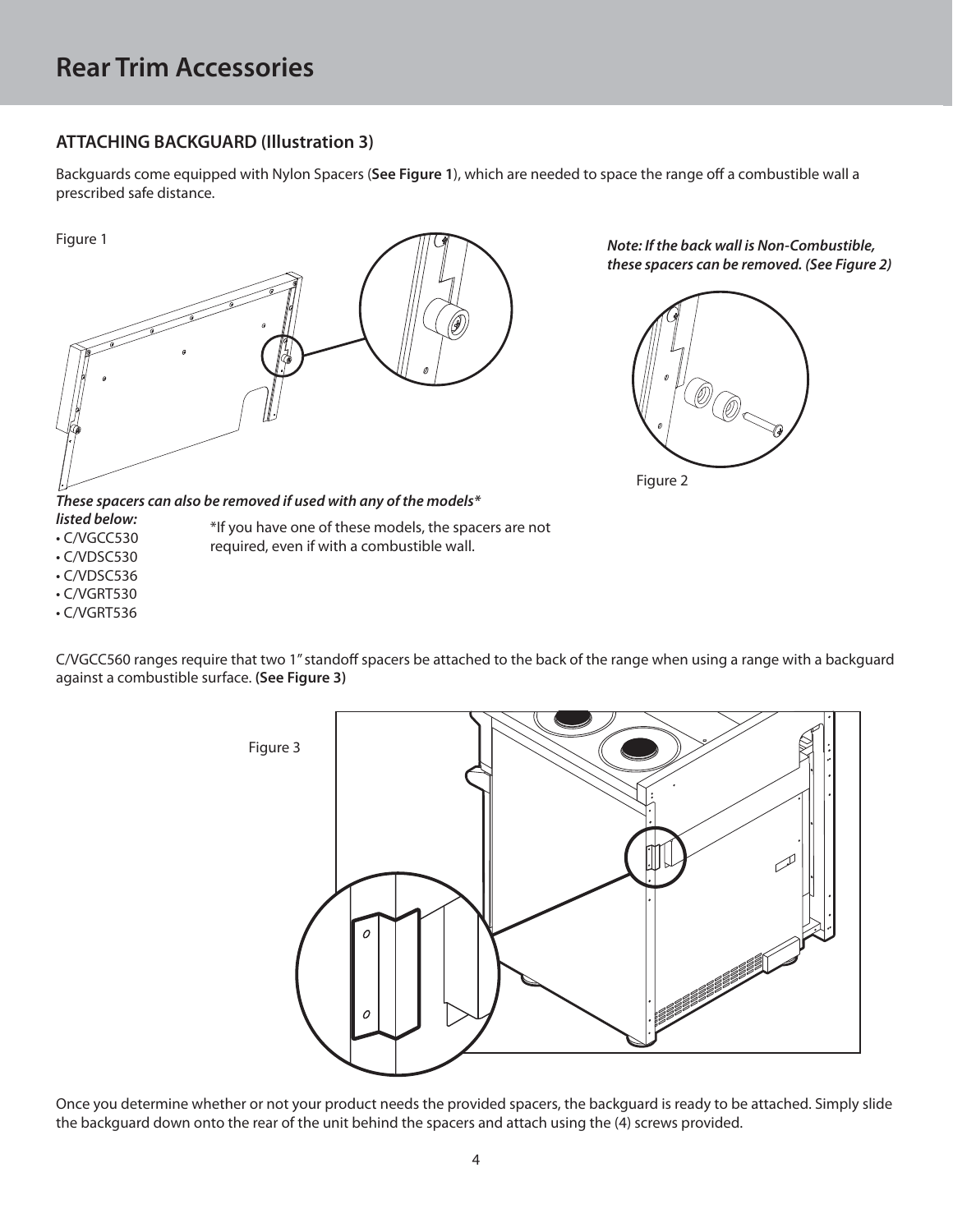# Rear Trim Accessories

## ATTACHING BACKGUARD (Illustration 3)

Backguards come equipped with Nylon Spacers (**See Figure 1**), which are needed to space the range off a combustible wall a prescribed safe distance.

Figure 1

***Note: If the back wall is Non-Combustible, these spacers can be removed. (See Figure 2)***

Figure 2

***These spacers can also be removed if used with any of the models* listed below:***

- C/VGCC530
- C/VDSC530
- C/VDSC536
- C/VGRT530
- C/VGRT536

*If you have one of these models, the spacers are not required, even if with a combustible wall.

C/VGCC560 ranges require that two 1" standoff spacers be attached to the back of the range when using a range with a backguard against a combustible surface. **(See Figure 3)**

Figure 3

Once you determine whether or not your product needs the provided spacers, the backguard is ready to be attached. Simply slide the backguard down onto the rear of the unit behind the spacers and attach using the (4) screws provided.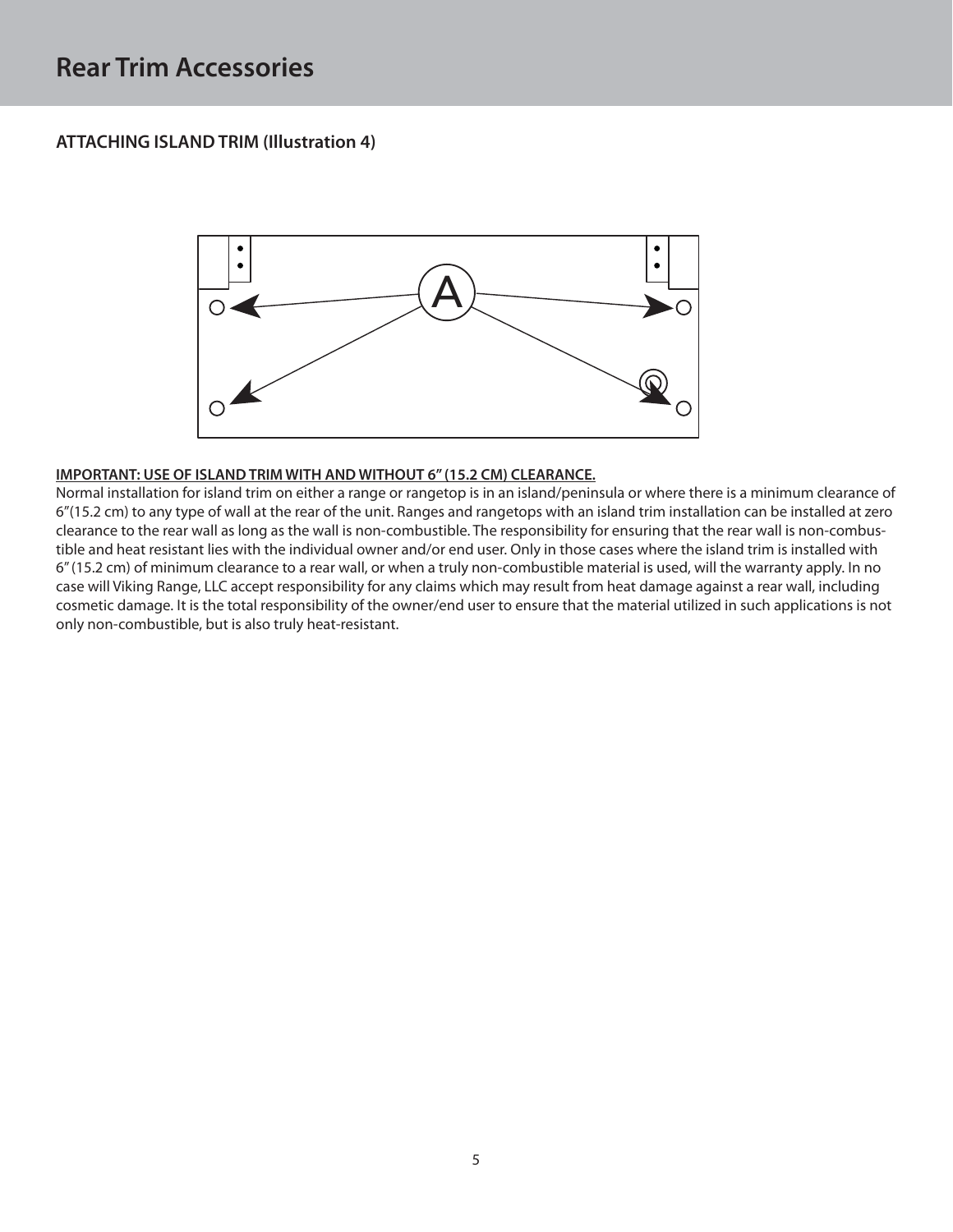# Rear Trim Accessories

## ATTACHING ISLAND TRIM (Illustration 4)

**IMPORTANT: USE OF ISLAND TRIM WITH AND WITHOUT 6" (15.2 CM) CLEARANCE.**

Normal installation for island trim on either a range or rangetop is in an island/peninsula or where there is a minimum clearance of 6"(15.2 cm) to any type of wall at the rear of the unit. Ranges and rangetops with an island trim installation can be installed at zero clearance to the rear wall as long as the wall is non-combustible. The responsibility for ensuring that the rear wall is non-combustible and heat resistant lies with the individual owner and/or end user. Only in those cases where the island trim is installed with 6" (15.2 cm) of minimum clearance to a rear wall, or when a truly non-combustible material is used, will the warranty apply. In no case will Viking Range, LLC accept responsibility for any claims which may result from heat damage against a rear wall, including cosmetic damage. It is the total responsibility of the owner/end user to ensure that the material utilized in such applications is not only non-combustible, but is also truly heat-resistant.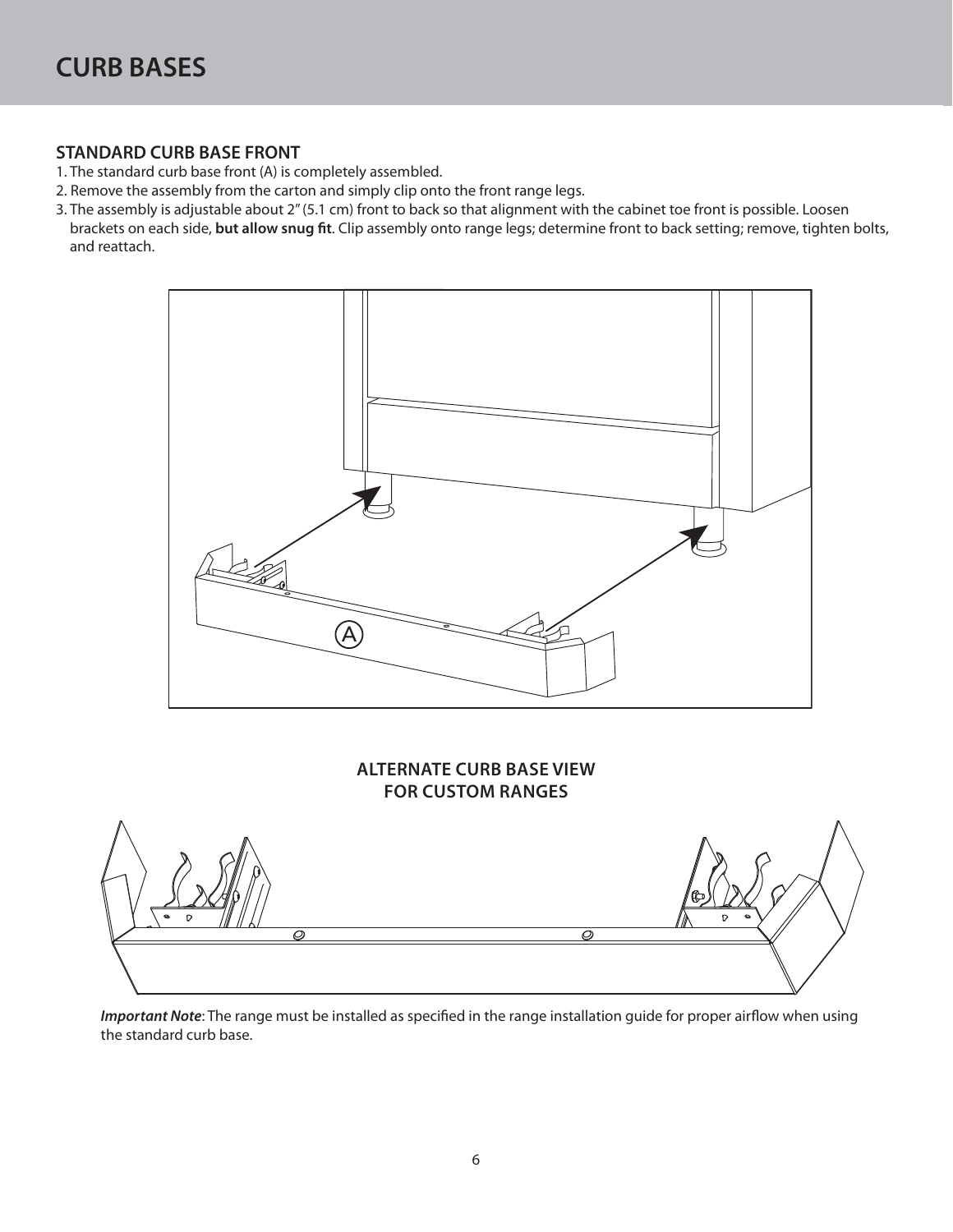# CURB BASES

## STANDARD CURB BASE FRONT

1. The standard curb base front (A) is completely assembled.
2. Remove the assembly from the carton and simply clip onto the front range legs.
3. The assembly is adjustable about 2" (5.1 cm) front to back so that alignment with the cabinet toe front is possible. Loosen brackets on each side, **but allow snug fit**. Clip assembly onto range legs; determine front to back setting; remove, tighten bolts, and reattach.

A

### ALTERNATE CURB BASE VIEW FOR CUSTOM RANGES

***Important Note***: The range must be installed as specified in the range installation guide for proper airflow when using the standard curb base.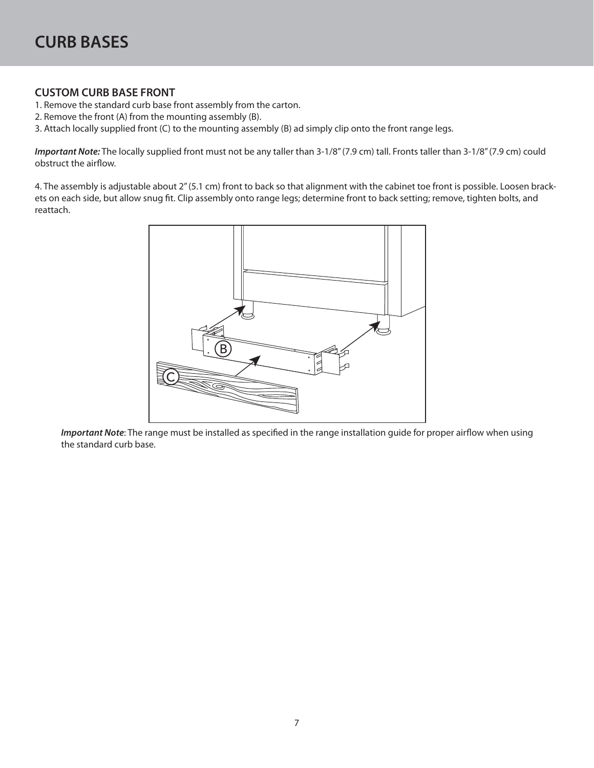# CURB BASES

## CUSTOM CURB BASE FRONT

1. Remove the standard curb base front assembly from the carton.
2. Remove the front (A) from the mounting assembly (B).
3. Attach locally supplied front (C) to the mounting assembly (B) ad simply clip onto the front range legs.

***Important Note:*** The locally supplied front must not be any taller than 3-1/8" (7.9 cm) tall. Fronts taller than 3-1/8" (7.9 cm) could obstruct the airflow.

4. The assembly is adjustable about 2" (5.1 cm) front to back so that alignment with the cabinet toe front is possible. Loosen brackets on each side, but allow snug fit. Clip assembly onto range legs; determine front to back setting; remove, tighten bolts, and reattach.

***Important Note***: The range must be installed as specified in the range installation guide for proper airflow when using the standard curb base.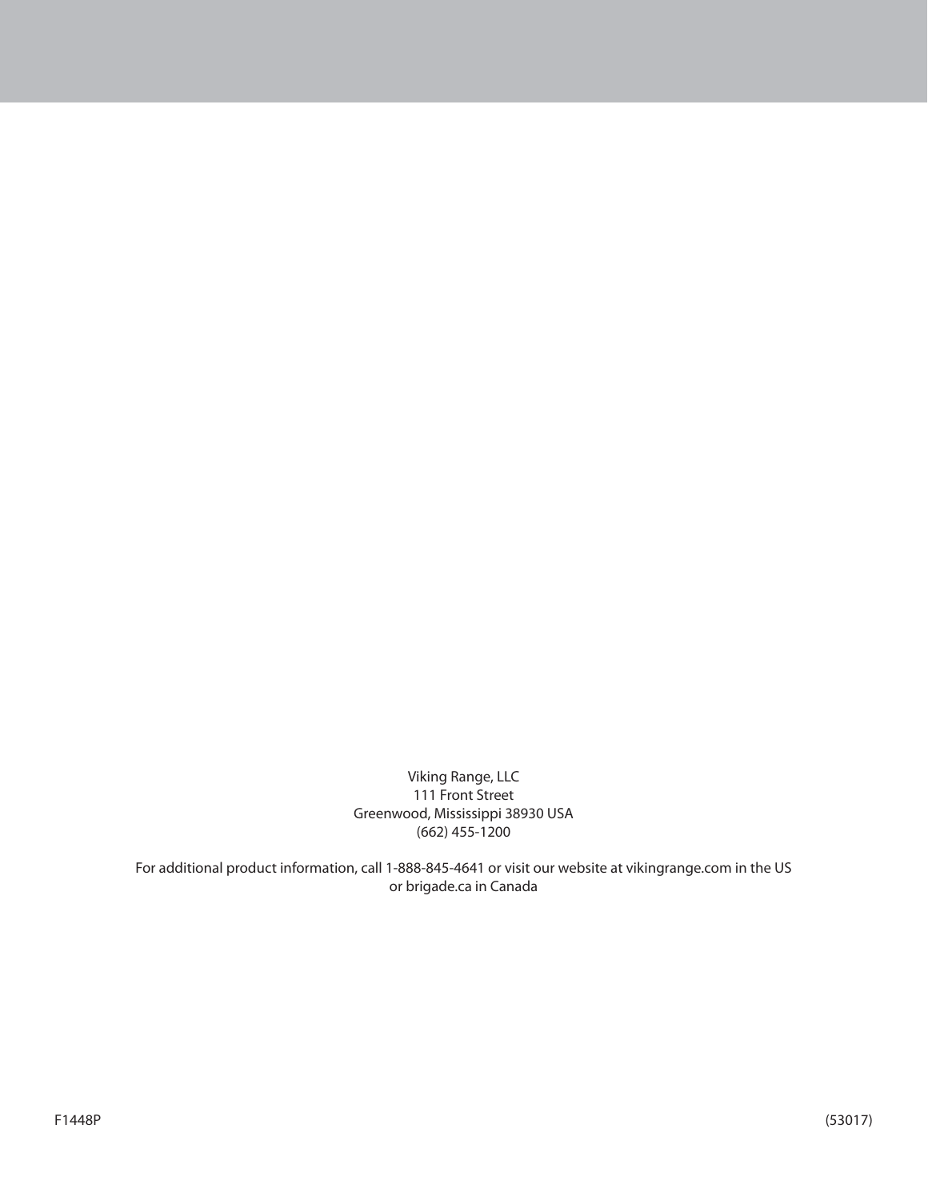Viking Range, LLC
111 Front Street
Greenwood, Mississippi 38930 USA
(662) 455-1200

For additional product information, call 1-888-845-4641 or visit our website at vikingrange.com in the US or brigade.ca in Canada

F1448P (53017)